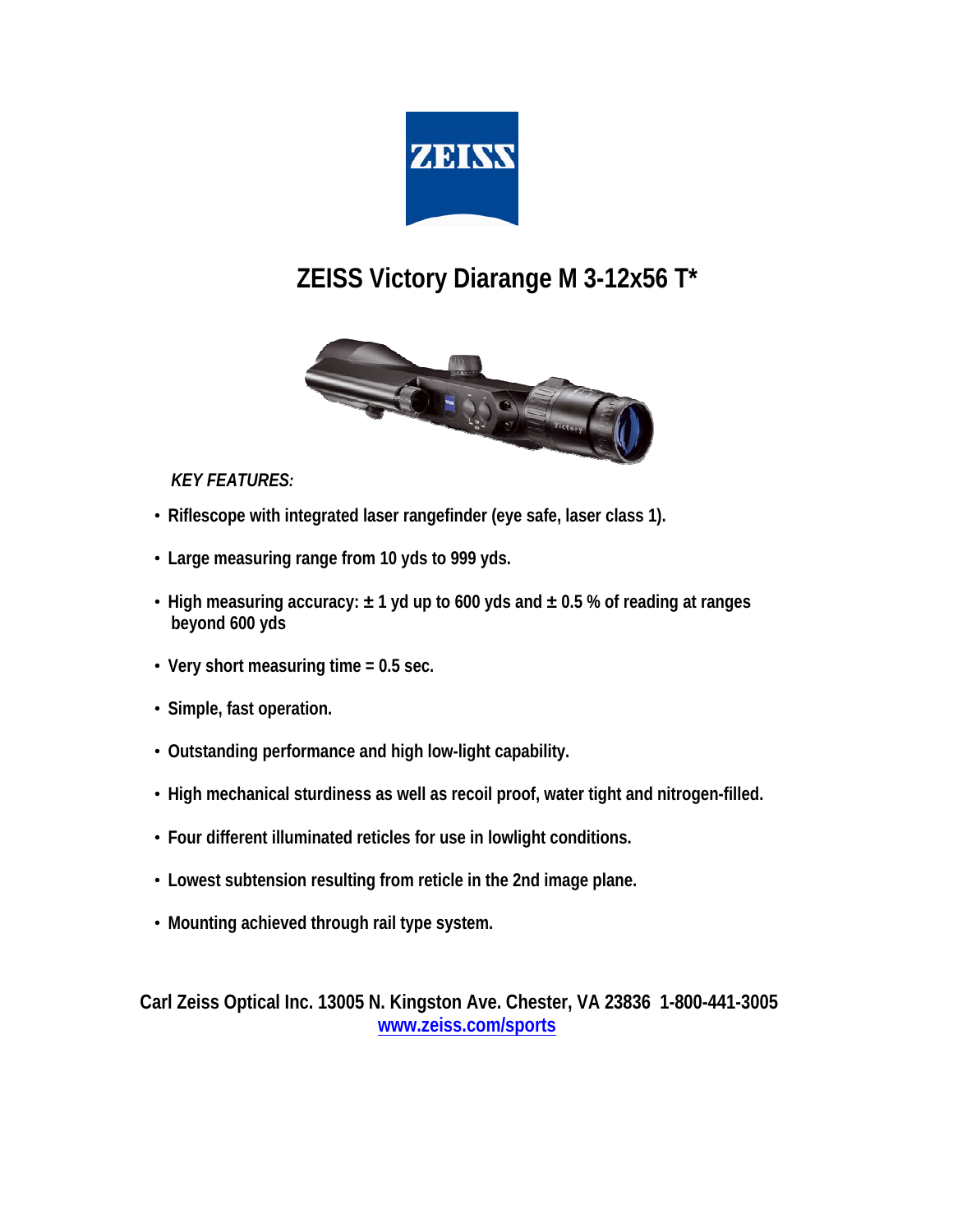# ZEISS Victory Diarange M 3-12x56 T*

*KEY FEATURES:*

- Riflescope with integrated laser rangefinder (eye safe, laser class 1).
- Large measuring range from 10 yds to 999 yds.
- High measuring accuracy: ± 1 yd up to 600 yds and ± 0.5 % of reading at ranges beyond 600 yds
- Very short measuring time = 0.5 sec.
- Simple, fast operation.
- Outstanding performance and high low-light capability.
- High mechanical sturdiness as well as recoil proof, water tight and nitrogen-filled.
- Four different illuminated reticles for use in lowlight conditions.
- Lowest subtension resulting from reticle in the 2nd image plane.
- Mounting achieved through rail type system.

**Carl Zeiss Optical Inc. 13005 N. Kingston Ave. Chester, VA 23836 1-800-441-3005**
**www.zeiss.com/sports**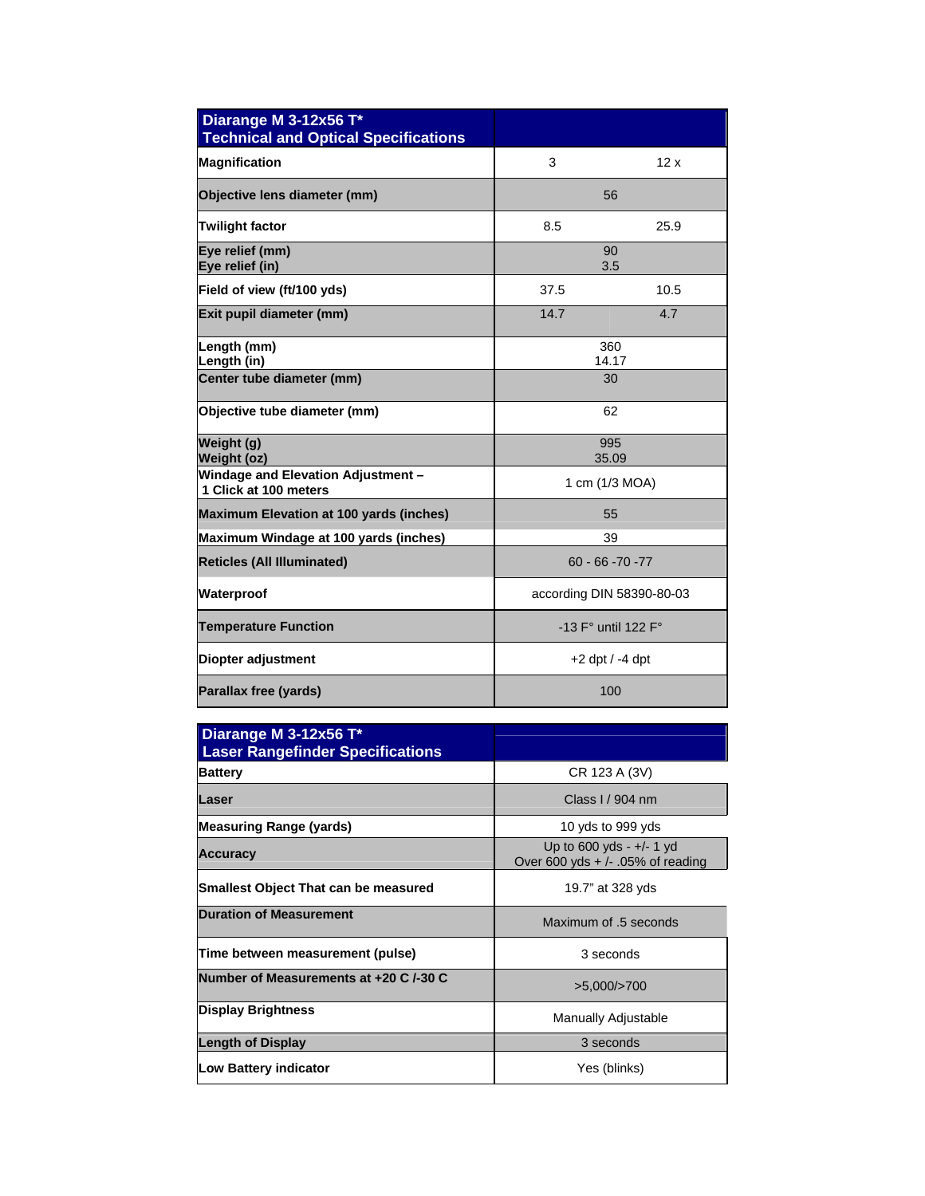| Diarange M 3-12x56 T* Technical and Optical Specifications | | |
|---|---|---|
| **Magnification** | 3 | 12 x |
| **Objective lens diameter (mm)** | 56 | |
| **Twilight factor** | 8.5 | 25.9 |
| **Eye relief (mm)**<br>**Eye relief (in)** | 90<br>3.5 | |
| **Field of view (ft/100 yds)** | 37.5 | 10.5 |
| **Exit pupil diameter (mm)** | 14.7 | 4.7 |
| **Length (mm)**<br>**Length (in)** | 360<br>14.17 | |
| **Center tube diameter (mm)** | 30 | |
| **Objective tube diameter (mm)** | 62 | |
| **Weight (g)**<br>**Weight (oz)** | 995<br>35.09 | |
| **Windage and Elevation Adjustment – 1 Click at 100 meters** | 1 cm (1/3 MOA) | |
| **Maximum Elevation at 100 yards (inches)** | 55 | |
| **Maximum Windage at 100 yards (inches)** | 39 | |
| **Reticles (All Illuminated)** | 60 - 66 -70 -77 | |
| **Waterproof** | according DIN 58390-80-03 | |
| **Temperature Function** | -13 F° until 122 F° | |
| **Diopter adjustment** | +2 dpt / -4 dpt | |
| **Parallax free (yards)** | 100 | |

| Diarange M 3-12x56 T* Laser Rangefinder Specifications | |
|---|---|
| **Battery** | CR 123 A (3V) |
| **Laser** | Class I / 904 nm |
| **Measuring Range (yards)** | 10 yds to 999 yds |
| **Accuracy** | Up to 600 yds - +/- 1 yd<br>Over 600 yds + /- .05% of reading |
| **Smallest Object That can be measured** | 19.7" at 328 yds |
| **Duration of Measurement** | Maximum of .5 seconds |
| **Time between measurement (pulse)** | 3 seconds |
| **Number of Measurements at +20 C /-30 C** | >5,000/>700 |
| **Display Brightness** | Manually Adjustable |
| **Length of Display** | 3 seconds |
| **Low Battery indicator** | Yes (blinks) |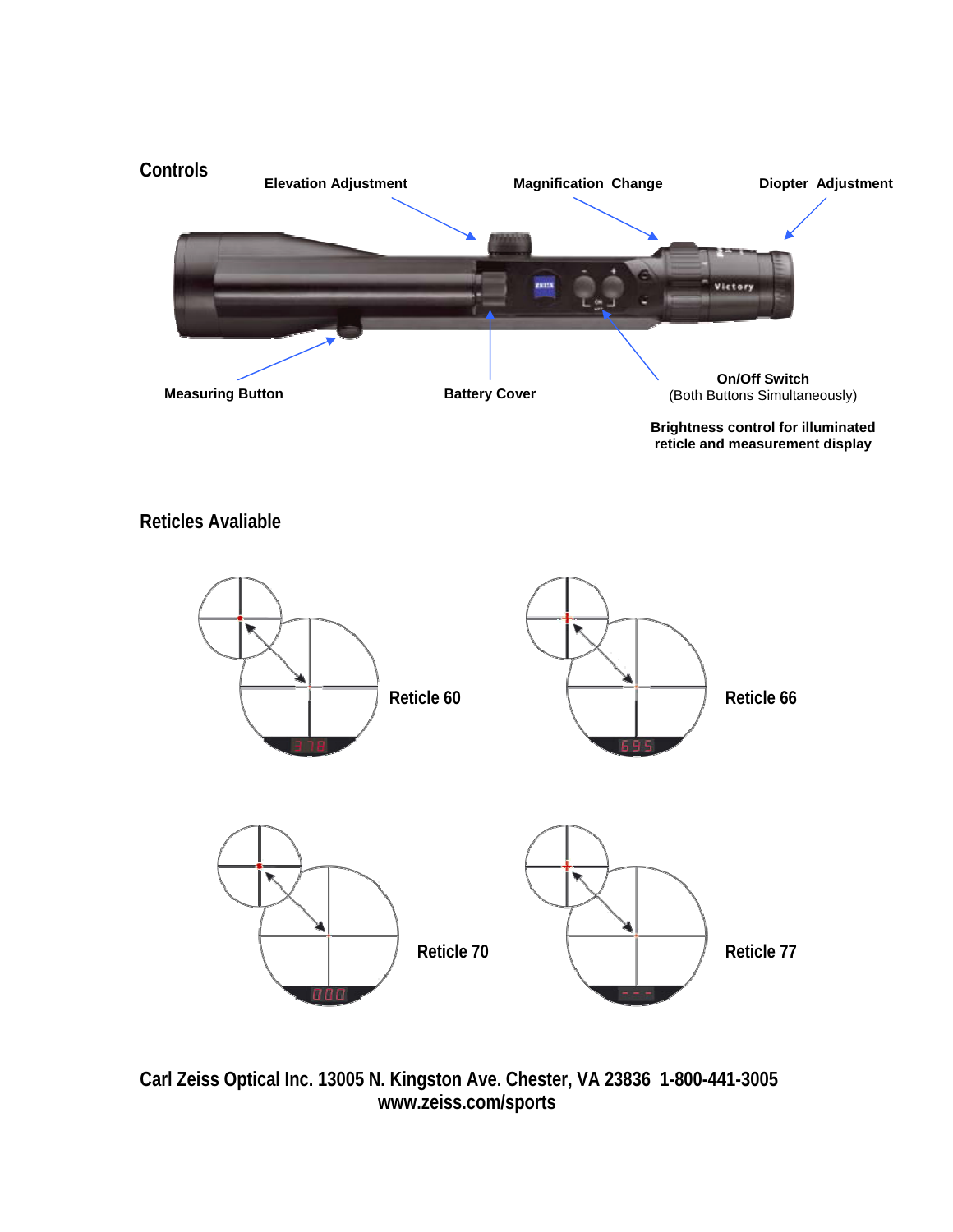## Controls

Elevation Adjustment

Magnification Change

Diopter Adjustment

Measuring Button

Battery Cover

**On/Off Switch**
(Both Buttons Simultaneously)

**Brightness control for illuminated reticle and measurement display**

## Reticles Avaliable

Reticle 60

Reticle 66

Reticle 70

Reticle 77

**Carl Zeiss Optical Inc. 13005 N. Kingston Ave. Chester, VA 23836 1-800-441-3005**
**www.zeiss.com/sports**